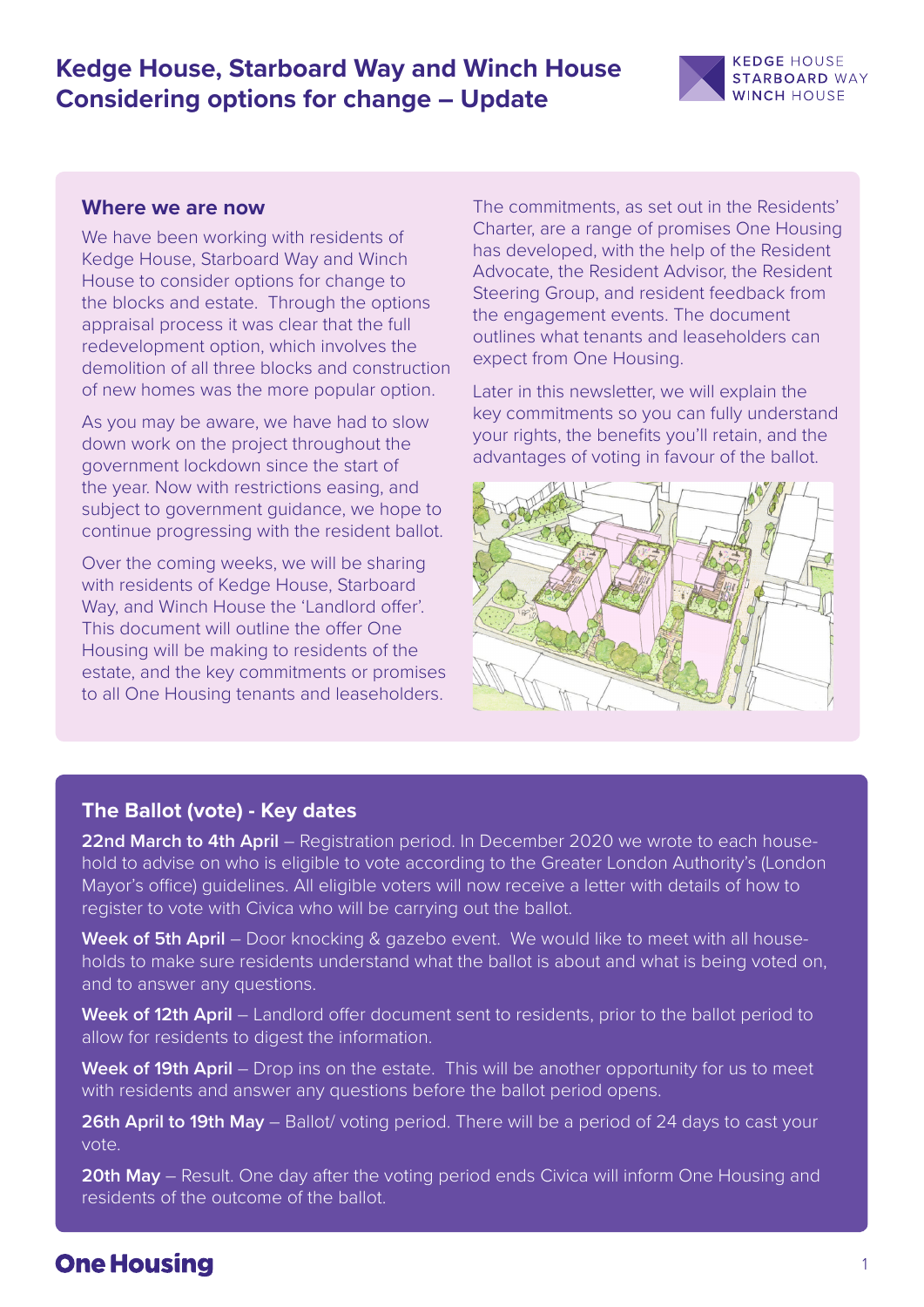# Kedge House, Starboard Way and Winch House Considering options for change – Update

KEDGE HOUSE
STARBOARD WAY
WINCH HOUSE

## Where we are now

We have been working with residents of Kedge House, Starboard Way and Winch House to consider options for change to the blocks and estate. Through the options appraisal process it was clear that the full redevelopment option, which involves the demolition of all three blocks and construction of new homes was the more popular option.

As you may be aware, we have had to slow down work on the project throughout the government lockdown since the start of the year. Now with restrictions easing, and subject to government guidance, we hope to continue progressing with the resident ballot.

Over the coming weeks, we will be sharing with residents of Kedge House, Starboard Way, and Winch House the 'Landlord offer'. This document will outline the offer One Housing will be making to residents of the estate, and the key commitments or promises to all One Housing tenants and leaseholders.

The commitments, as set out in the Residents' Charter, are a range of promises One Housing has developed, with the help of the Resident Advocate, the Resident Advisor, the Resident Steering Group, and resident feedback from the engagement events. The document outlines what tenants and leaseholders can expect from One Housing.

Later in this newsletter, we will explain the key commitments so you can fully understand your rights, the benefits you'll retain, and the advantages of voting in favour of the ballot.

## The Ballot (vote) - Key dates

**22nd March to 4th April** – Registration period. In December 2020 we wrote to each household to advise on who is eligible to vote according to the Greater London Authority's (London Mayor's office) guidelines. All eligible voters will now receive a letter with details of how to register to vote with Civica who will be carrying out the ballot.

**Week of 5th April** – Door knocking & gazebo event. We would like to meet with all households to make sure residents understand what the ballot is about and what is being voted on, and to answer any questions.

**Week of 12th April** – Landlord offer document sent to residents, prior to the ballot period to allow for residents to digest the information.

**Week of 19th April** – Drop ins on the estate. This will be another opportunity for us to meet with residents and answer any questions before the ballot period opens.

**26th April to 19th May** – Ballot/ voting period. There will be a period of 24 days to cast your vote.

**20th May** – Result. One day after the voting period ends Civica will inform One Housing and residents of the outcome of the ballot.

**One Housing**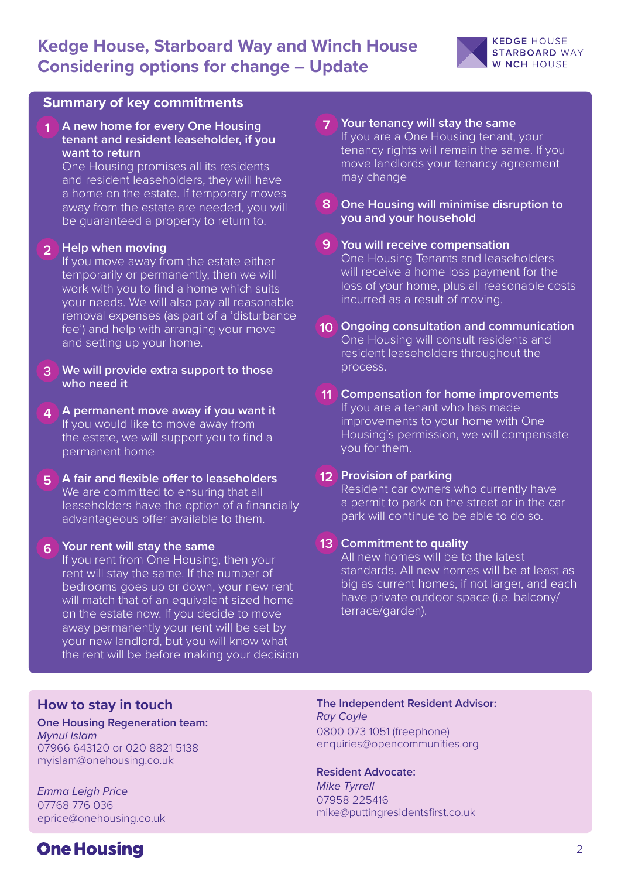# Kedge House, Starboard Way and Winch House Considering options for change – Update

KEDGE HOUSE
STARBOARD WAY
WINCH HOUSE

## Summary of key commitments

**1 A new home for every One Housing tenant and resident leaseholder, if you want to return**
One Housing promises all its residents and resident leaseholders, they will have a home on the estate. If temporary moves away from the estate are needed, you will be guaranteed a property to return to.

**2 Help when moving**
If you move away from the estate either temporarily or permanently, then we will work with you to find a home which suits your needs. We will also pay all reasonable removal expenses (as part of a 'disturbance fee') and help with arranging your move and setting up your home.

**3 We will provide extra support to those who need it**

**4 A permanent move away if you want it**
If you would like to move away from the estate, we will support you to find a permanent home

**5 A fair and flexible offer to leaseholders**
We are committed to ensuring that all leaseholders have the option of a financially advantageous offer available to them.

**6 Your rent will stay the same**
If you rent from One Housing, then your rent will stay the same. If the number of bedrooms goes up or down, your new rent will match that of an equivalent sized home on the estate now. If you decide to move away permanently your rent will be set by your new landlord, but you will know what the rent will be before making your decision

**7 Your tenancy will stay the same**
If you are a One Housing tenant, your tenancy rights will remain the same. If you move landlords your tenancy agreement may change

**8 One Housing will minimise disruption to you and your household**

**9 You will receive compensation**
One Housing Tenants and leaseholders will receive a home loss payment for the loss of your home, plus all reasonable costs incurred as a result of moving.

**10 Ongoing consultation and communication**
One Housing will consult residents and resident leaseholders throughout the process.

**11 Compensation for home improvements**
If you are a tenant who has made improvements to your home with One Housing's permission, we will compensate you for them.

**12 Provision of parking**
Resident car owners who currently have a permit to park on the street or in the car park will continue to be able to do so.

**13 Commitment to quality**
All new homes will be to the latest standards. All new homes will be at least as big as current homes, if not larger, and each have private outdoor space (i.e. balcony/terrace/garden).

## How to stay in touch

**One Housing Regeneration team:**
*Mynul Islam*
07966 643120 or 020 8821 5138
myislam@onehousing.co.uk

*Emma Leigh Price*
07768 776 036
eprice@onehousing.co.uk

**The Independent Resident Advisor:**
*Ray Coyle*
0800 073 1051 (freephone)
enquiries@opencommunities.org

**Resident Advocate:**
*Mike Tyrrell*
07958 225416
mike@puttingresidentsfirst.co.uk

**One Housing**